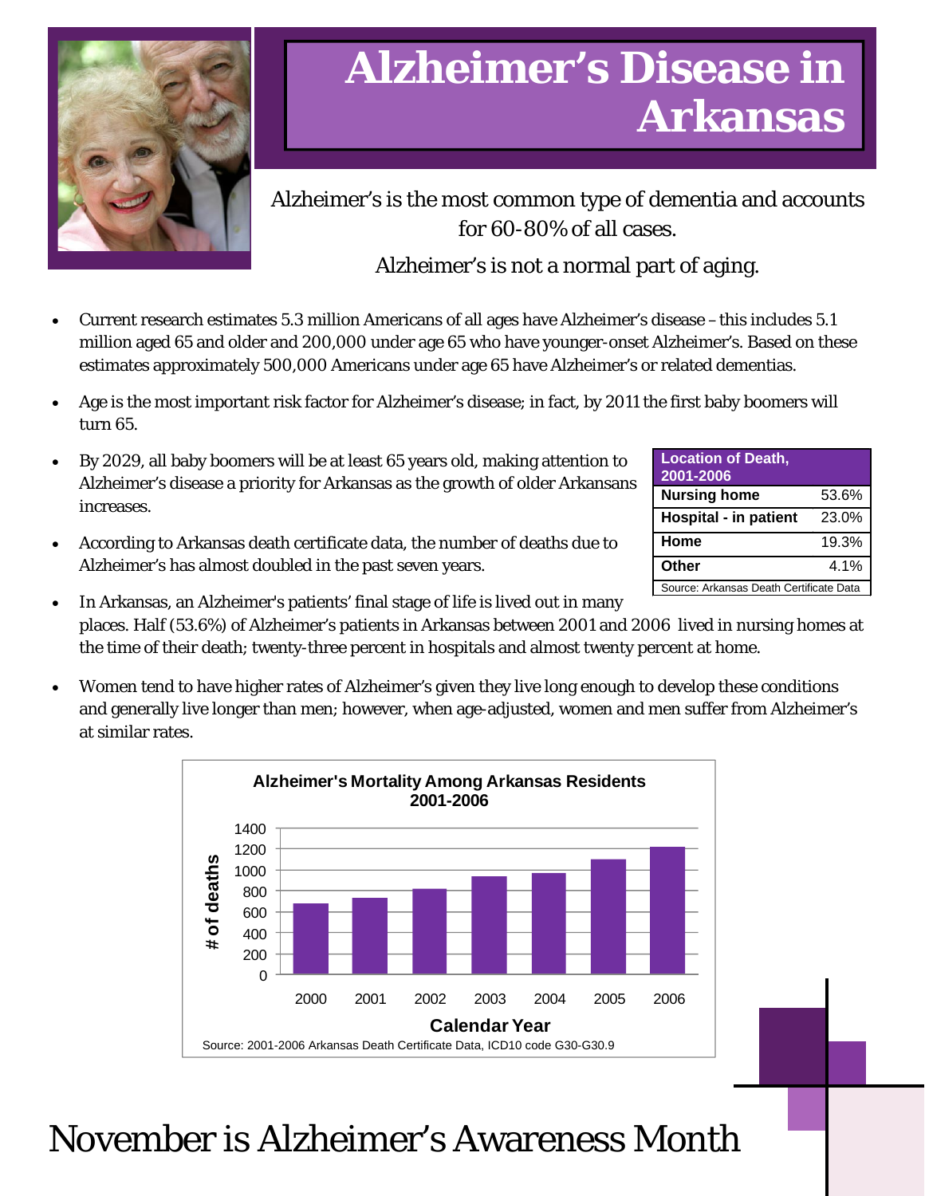# Alzheimer's Disease in Arkansas

Alzheimer's is the most common type of dementia and accounts for 60-80% of all cases.

Alzheimer's is not a normal part of aging.

- Current research estimates 5.3 million Americans of all ages have Alzheimer's disease – this includes 5.1 million aged 65 and older and 200,000 under age 65 who have younger-onset Alzheimer's. Based on these estimates approximately 500,000 Americans under age 65 have Alzheimer's or related dementias.
- Age is the most important risk factor for Alzheimer's disease; in fact, by 2011 the first baby boomers will turn 65.
- By 2029, all baby boomers will be at least 65 years old, making attention to Alzheimer's disease a priority for Arkansas as the growth of older Arkansans increases.
- According to Arkansas death certificate data, the number of deaths due to Alzheimer's has almost doubled in the past seven years.
- In Arkansas, an Alzheimer's patients' final stage of life is lived out in many places. Half (53.6%) of Alzheimer's patients in Arkansas between 2001 and 2006 lived in nursing homes at the time of their death; twenty-three percent in hospitals and almost twenty percent at home.
- Women tend to have higher rates of Alzheimer's given they live long enough to develop these conditions and generally live longer than men; however, when age-adjusted, women and men suffer from Alzheimer's at similar rates.

| Location of Death, 2001-2006 | |
|---|---|
| **Nursing home** | 53.6% |
| **Hospital - in patient** | 23.0% |
| **Home** | 19.3% |
| **Other** | 4.1% |

Source: Arkansas Death Certificate Data

**Alzheimer's Mortality Among Arkansas Residents 2001-2006**

| Calendar Year | # of deaths (approx.) |
|---|---|
| 2000 | ~680 |
| 2001 | ~730 |
| 2002 | ~810 |
| 2003 | ~930 |
| 2004 | ~960 |
| 2005 | ~1100 |
| 2006 | ~1210 |

Source: 2001-2006 Arkansas Death Certificate Data, ICD10 code G30-G30.9

# November is Alzheimer's Awareness Month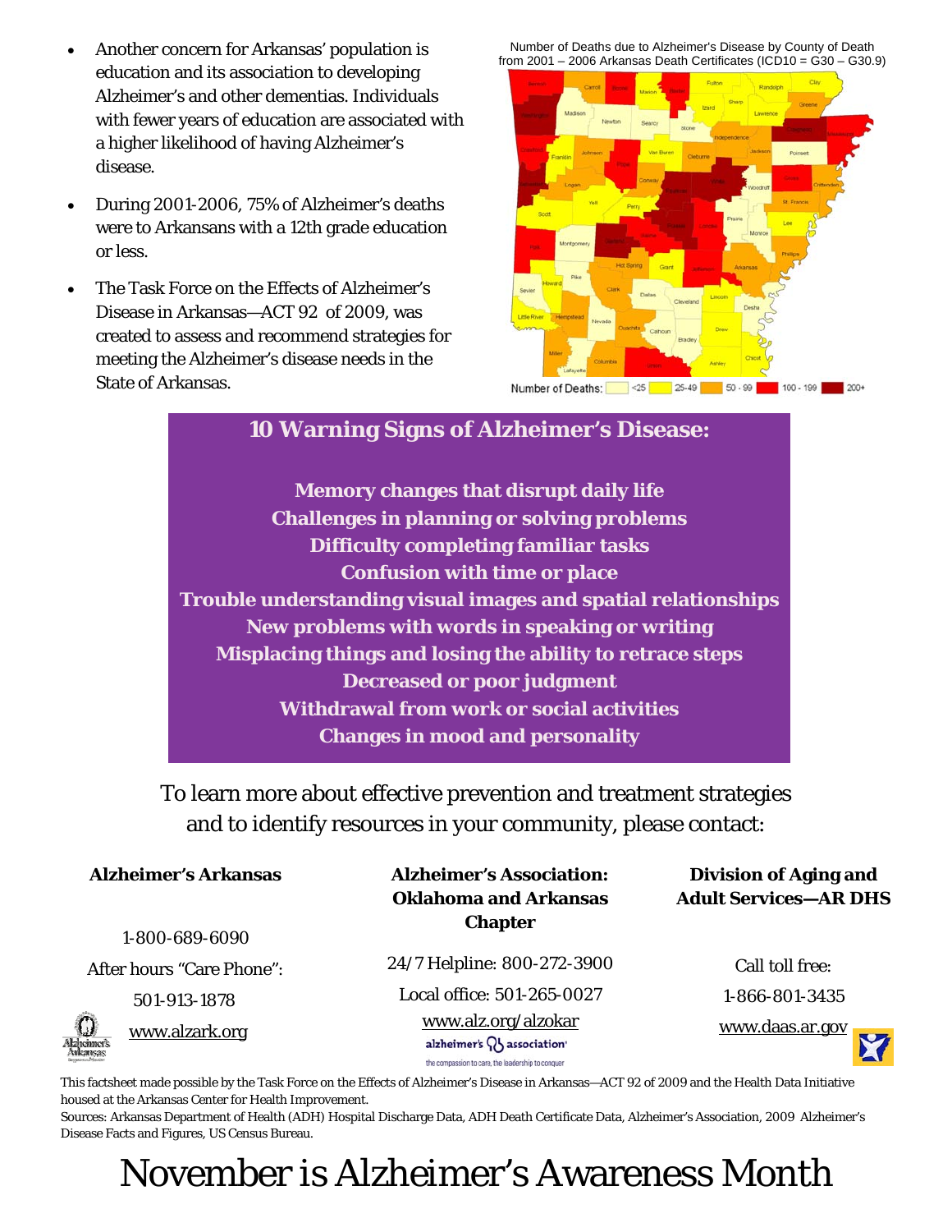- Another concern for Arkansas' population is education and its association to developing Alzheimer's and other dementias. Individuals with fewer years of education are associated with a higher likelihood of having Alzheimer's disease.
- During 2001-2006, 75% of Alzheimer's deaths were to Arkansans with a 12th grade education or less.
- The Task Force on the Effects of Alzheimer's Disease in Arkansas—ACT 92 of 2009, was created to assess and recommend strategies for meeting the Alzheimer's disease needs in the State of Arkansas.

Number of Deaths due to Alzheimer's Disease by County of Death from 2001 – 2006 Arkansas Death Certificates (ICD10 = G30 – G30.9)

Number of Deaths: <25 25-49 50 - 99 100 - 199 200+

## 10 Warning Signs of Alzheimer's Disease:

**Memory changes that disrupt daily life**
**Challenges in planning or solving problems**
**Difficulty completing familiar tasks**
**Confusion with time or place**
**Trouble understanding visual images and spatial relationships**
**New problems with words in speaking or writing**
**Misplacing things and losing the ability to retrace steps**
**Decreased or poor judgment**
**Withdrawal from work or social activities**
**Changes in mood and personality**

To learn more about effective prevention and treatment strategies and to identify resources in your community, please contact:

**Alzheimer's Arkansas**

1-800-689-6090

After hours "Care Phone":

501-913-1878

www.alzark.org

**Alzheimer's Association: Oklahoma and Arkansas Chapter**

24/7 Helpline: 800-272-3900

Local office: 501-265-0027

www.alz.org/alzokar

**Division of Aging and Adult Services—AR DHS**

Call toll free:

1-866-801-3435

www.daas.ar.gov

This factsheet made possible by the Task Force on the Effects of Alzheimer's Disease in Arkansas—ACT 92 of 2009 and the Health Data Initiative housed at the Arkansas Center for Health Improvement.

Sources: Arkansas Department of Health (ADH) Hospital Discharge Data, ADH Death Certificate Data, Alzheimer's Association, 2009 Alzheimer's Disease Facts and Figures, US Census Bureau.

# November is Alzheimer's Awareness Month